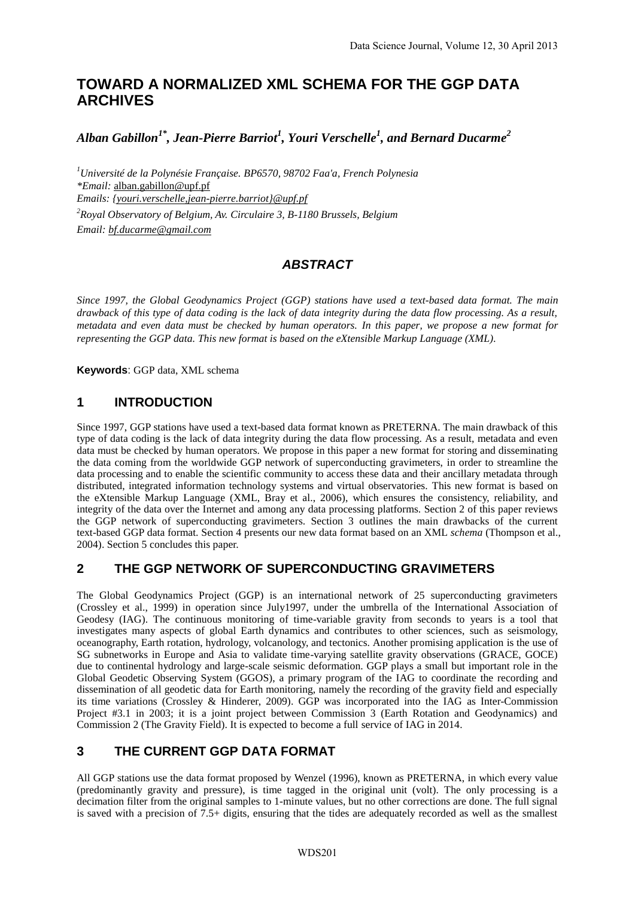# TOWARD A NORMALIZED XML SCHEMA FOR THE GGP DATA ARCHIVES

***Alban Gabillon[1*], Jean-Pierre Barriot[1], Youri Verschelle[1], and Bernard Ducarme[2]***

[1]*Université de la Polynésie Française. BP6570, 98702 Faa'a, French Polynesia*
*\*Email:* alban.gabillon@upf.pf
*Emails: {youri.verschelle,jean-pierre.barriot}@upf.pf*
[2]*Royal Observatory of Belgium, Av. Circulaire 3, B-1180 Brussels, Belgium*
*Email: bf.ducarme@gmail.com*

## *ABSTRACT*

*Since 1997, the Global Geodynamics Project (GGP) stations have used a text-based data format. The main drawback of this type of data coding is the lack of data integrity during the data flow processing. As a result, metadata and even data must be checked by human operators. In this paper, we propose a new format for representing the GGP data. This new format is based on the eXtensible Markup Language (XML).*

**Keywords**: GGP data, XML schema

## 1 INTRODUCTION

Since 1997, GGP stations have used a text-based data format known as PRETERNA. The main drawback of this type of data coding is the lack of data integrity during the data flow processing. As a result, metadata and even data must be checked by human operators. We propose in this paper a new format for storing and disseminating the data coming from the worldwide GGP network of superconducting gravimeters, in order to streamline the data processing and to enable the scientific community to access these data and their ancillary metadata through distributed, integrated information technology systems and virtual observatories. This new format is based on the eXtensible Markup Language (XML, Bray et al., 2006), which ensures the consistency, reliability, and integrity of the data over the Internet and among any data processing platforms. Section 2 of this paper reviews the GGP network of superconducting gravimeters. Section 3 outlines the main drawbacks of the current text-based GGP data format. Section 4 presents our new data format based on an XML *schema* (Thompson et al., 2004). Section 5 concludes this paper.

## 2 THE GGP NETWORK OF SUPERCONDUCTING GRAVIMETERS

The Global Geodynamics Project (GGP) is an international network of 25 superconducting gravimeters (Crossley et al., 1999) in operation since July1997, under the umbrella of the International Association of Geodesy (IAG). The continuous monitoring of time-variable gravity from seconds to years is a tool that investigates many aspects of global Earth dynamics and contributes to other sciences, such as seismology, oceanography, Earth rotation, hydrology, volcanology, and tectonics. Another promising application is the use of SG subnetworks in Europe and Asia to validate time-varying satellite gravity observations (GRACE, GOCE) due to continental hydrology and large-scale seismic deformation. GGP plays a small but important role in the Global Geodetic Observing System (GGOS), a primary program of the IAG to coordinate the recording and dissemination of all geodetic data for Earth monitoring, namely the recording of the gravity field and especially its time variations (Crossley & Hinderer, 2009). GGP was incorporated into the IAG as Inter-Commission Project #3.1 in 2003; it is a joint project between Commission 3 (Earth Rotation and Geodynamics) and Commission 2 (The Gravity Field). It is expected to become a full service of IAG in 2014.

## 3 THE CURRENT GGP DATA FORMAT

All GGP stations use the data format proposed by Wenzel (1996), known as PRETERNA, in which every value (predominantly gravity and pressure), is time tagged in the original unit (volt). The only processing is a decimation filter from the original samples to 1-minute values, but no other corrections are done. The full signal is saved with a precision of 7.5+ digits, ensuring that the tides are adequately recorded as well as the smallest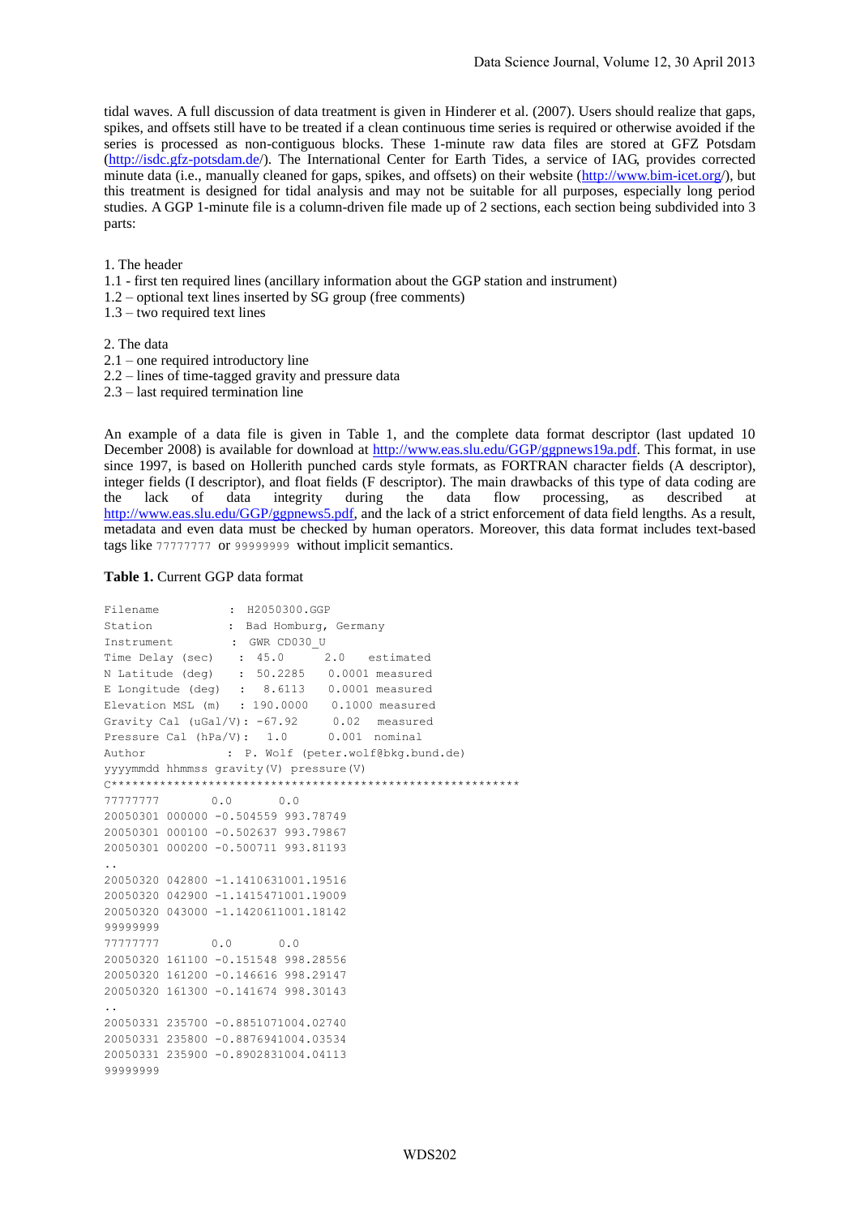tidal waves. A full discussion of data treatment is given in Hinderer et al. (2007). Users should realize that gaps, spikes, and offsets still have to be treated if a clean continuous time series is required or otherwise avoided if the series is processed as non-contiguous blocks. These 1-minute raw data files are stored at GFZ Potsdam (http://isdc.gfz-potsdam.de/). The International Center for Earth Tides, a service of IAG, provides corrected minute data (i.e., manually cleaned for gaps, spikes, and offsets) on their website (http://www.bim-icet.org/), but this treatment is designed for tidal analysis and may not be suitable for all purposes, especially long period studies. A GGP 1-minute file is a column-driven file made up of 2 sections, each section being subdivided into 3 parts:

1. The header
1.1 - first ten required lines (ancillary information about the GGP station and instrument)
1.2 – optional text lines inserted by SG group (free comments)
1.3 – two required text lines

2. The data
2.1 – one required introductory line
2.2 – lines of time-tagged gravity and pressure data
2.3 – last required termination line

An example of a data file is given in Table 1, and the complete data format descriptor (last updated 10 December 2008) is available for download at http://www.eas.slu.edu/GGP/ggpnews19a.pdf. This format, in use since 1997, is based on Hollerith punched cards style formats, as FORTRAN character fields (A descriptor), integer fields (I descriptor), and float fields (F descriptor). The main drawbacks of this type of data coding are the lack of data integrity during the data flow processing, as described at http://www.eas.slu.edu/GGP/ggpnews5.pdf, and the lack of a strict enforcement of data field lengths. As a result, metadata and even data must be checked by human operators. Moreover, this data format includes text-based tags like `77777777` or `99999999` without implicit semantics.

**Table 1.** Current GGP data format

```
Filename          : H2050300.GGP
Station           : Bad Homburg, Germany
Instrument        : GWR CD030_U
Time Delay (sec)   : 45.0      2.0   estimated
N Latitude (deg)   : 50.2285   0.0001 measured
E Longitude (deg)  :  8.6113   0.0001 measured
Elevation MSL (m)  : 190.0000   0.1000 measured
Gravity Cal (uGal/V): -67.92     0.02  measured
Pressure Cal (hPa/V):  1.0      0.001  nominal
Author            : P. Wolf (peter.wolf@bkg.bund.de)
yyyymmdd hhmmss gravity(V) pressure(V)
C***********************************************************
77777777       0.0       0.0
20050301 000000 -0.504559 993.78749
20050301 000100 -0.502637 993.79867
20050301 000200 -0.500711 993.81193
..
20050320 042800 -1.1410631001.19516
20050320 042900 -1.1415471001.19009
20050320 043000 -1.1420611001.18142
99999999
77777777       0.0       0.0
20050320 161100 -0.151548 998.28556
20050320 161200 -0.146616 998.29147
20050320 161300 -0.141674 998.30143
..
20050331 235700 -0.8851071004.02740
20050331 235800 -0.8876941004.03534
20050331 235900 -0.8902831004.04113
99999999
```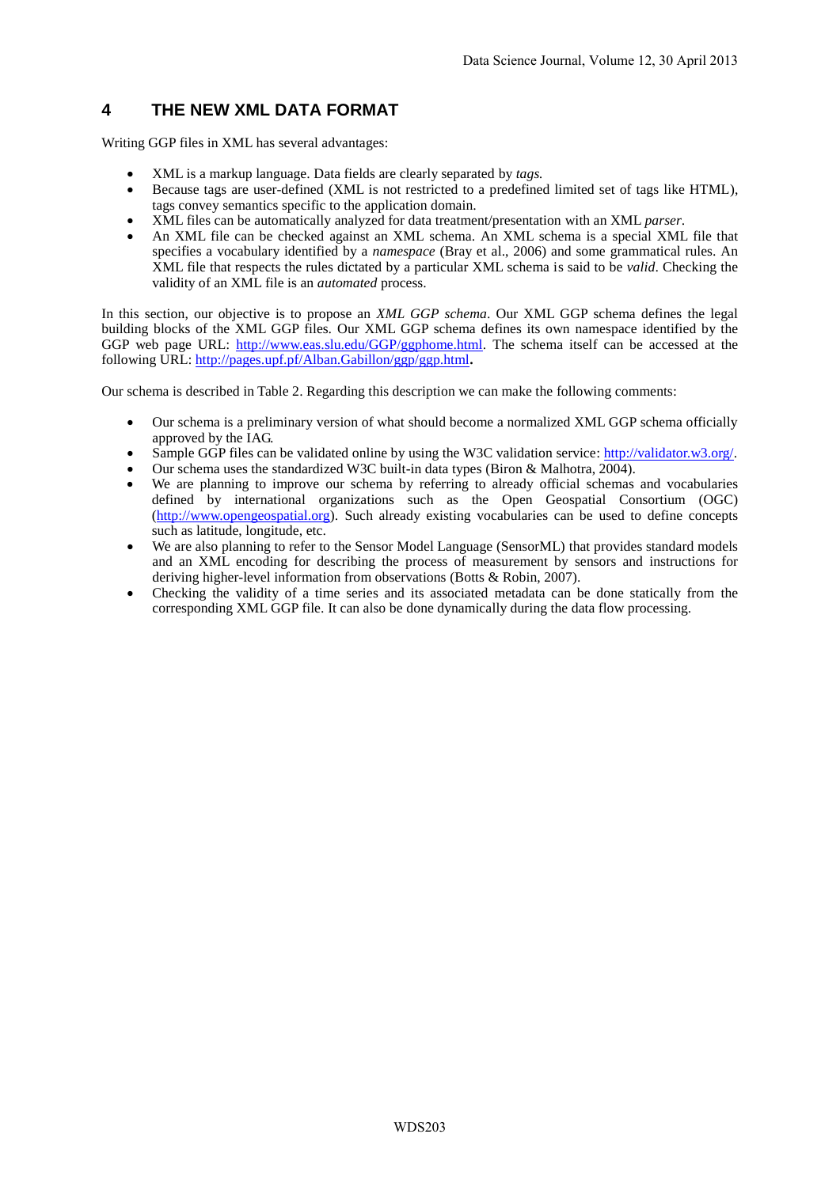## 4 THE NEW XML DATA FORMAT

Writing GGP files in XML has several advantages:

- XML is a markup language. Data fields are clearly separated by *tags.*
- Because tags are user-defined (XML is not restricted to a predefined limited set of tags like HTML), tags convey semantics specific to the application domain.
- XML files can be automatically analyzed for data treatment/presentation with an XML *parser*.
- An XML file can be checked against an XML schema. An XML schema is a special XML file that specifies a vocabulary identified by a *namespace* (Bray et al., 2006) and some grammatical rules. An XML file that respects the rules dictated by a particular XML schema is said to be *valid*. Checking the validity of an XML file is an *automated* process.

In this section, our objective is to propose an *XML GGP schema*. Our XML GGP schema defines the legal building blocks of the XML GGP files. Our XML GGP schema defines its own namespace identified by the GGP web page URL: http://www.eas.slu.edu/GGP/ggphome.html. The schema itself can be accessed at the following URL: http://pages.upf.pf/Alban.Gabillon/ggp/ggp.html**.**

Our schema is described in Table 2. Regarding this description we can make the following comments:

- Our schema is a preliminary version of what should become a normalized XML GGP schema officially approved by the IAG.
- Sample GGP files can be validated online by using the W3C validation service: http://validator.w3.org/.
- Our schema uses the standardized W3C built-in data types (Biron & Malhotra, 2004).
- We are planning to improve our schema by referring to already official schemas and vocabularies defined by international organizations such as the Open Geospatial Consortium (OGC) (http://www.opengeospatial.org). Such already existing vocabularies can be used to define concepts such as latitude, longitude, etc.
- We are also planning to refer to the Sensor Model Language (SensorML) that provides standard models and an XML encoding for describing the process of measurement by sensors and instructions for deriving higher-level information from observations (Botts & Robin, 2007).
- Checking the validity of a time series and its associated metadata can be done statically from the corresponding XML GGP file. It can also be done dynamically during the data flow processing.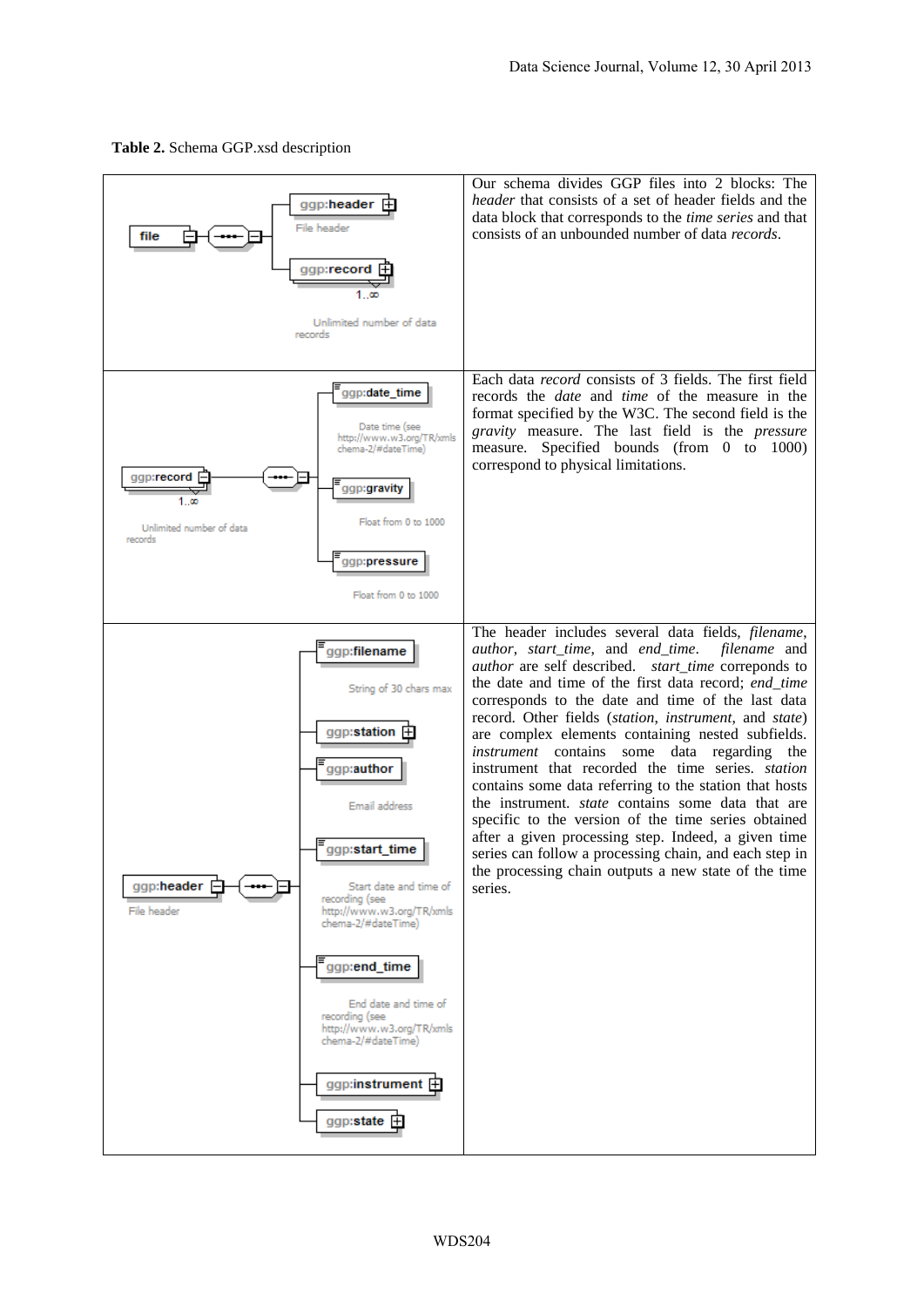**Table 2.** Schema GGP.xsd description

| Schema diagram | Description |
|---|---|
| file → ggp:header (File header); ggp:record 1..∞ (Unlimited number of data records) | Our schema divides GGP files into 2 blocks: The *header* that consists of a set of header fields and the data block that corresponds to the *time series* and that consists of an unbounded number of data *records*. |
| ggp:record 1..∞ (Unlimited number of data records) → ggp:date_time (Date time (see http://www.w3.org/TR/xmlschema-2/#dateTime)); ggp:gravity (Float from 0 to 1000); ggp:pressure (Float from 0 to 1000) | Each data *record* consists of 3 fields. The first field records the *date* and *time* of the measure in the format specified by the W3C. The second field is the *gravity* measure. The last field is the *pressure* measure. Specified bounds (from 0 to 1000) correspond to physical limitations. |
| ggp:header (File header) → ggp:filename (String of 30 chars max); ggp:station; ggp:author (Email address); ggp:start_time (Start date and time of recording (see http://www.w3.org/TR/xmlschema-2/#dateTime)); ggp:end_time (End date and time of recording (see http://www.w3.org/TR/xmlschema-2/#dateTime)); ggp:instrument; ggp:state | The header includes several data fields, *filename*, *author*, *start_time*, and *end_time*. *filename* and *author* are self described. *start_time* correponds to the date and time of the first data record; *end_time* corresponds to the date and time of the last data record. Other fields (*station*, *instrument*, and *state*) are complex elements containing nested subfields. *instrument* contains some data regarding the instrument that recorded the time series. *station* contains some data referring to the station that hosts the instrument. *state* contains some data that are specific to the version of the time series obtained after a given processing step. Indeed, a given time series can follow a processing chain, and each step in the processing chain outputs a new state of the time series. |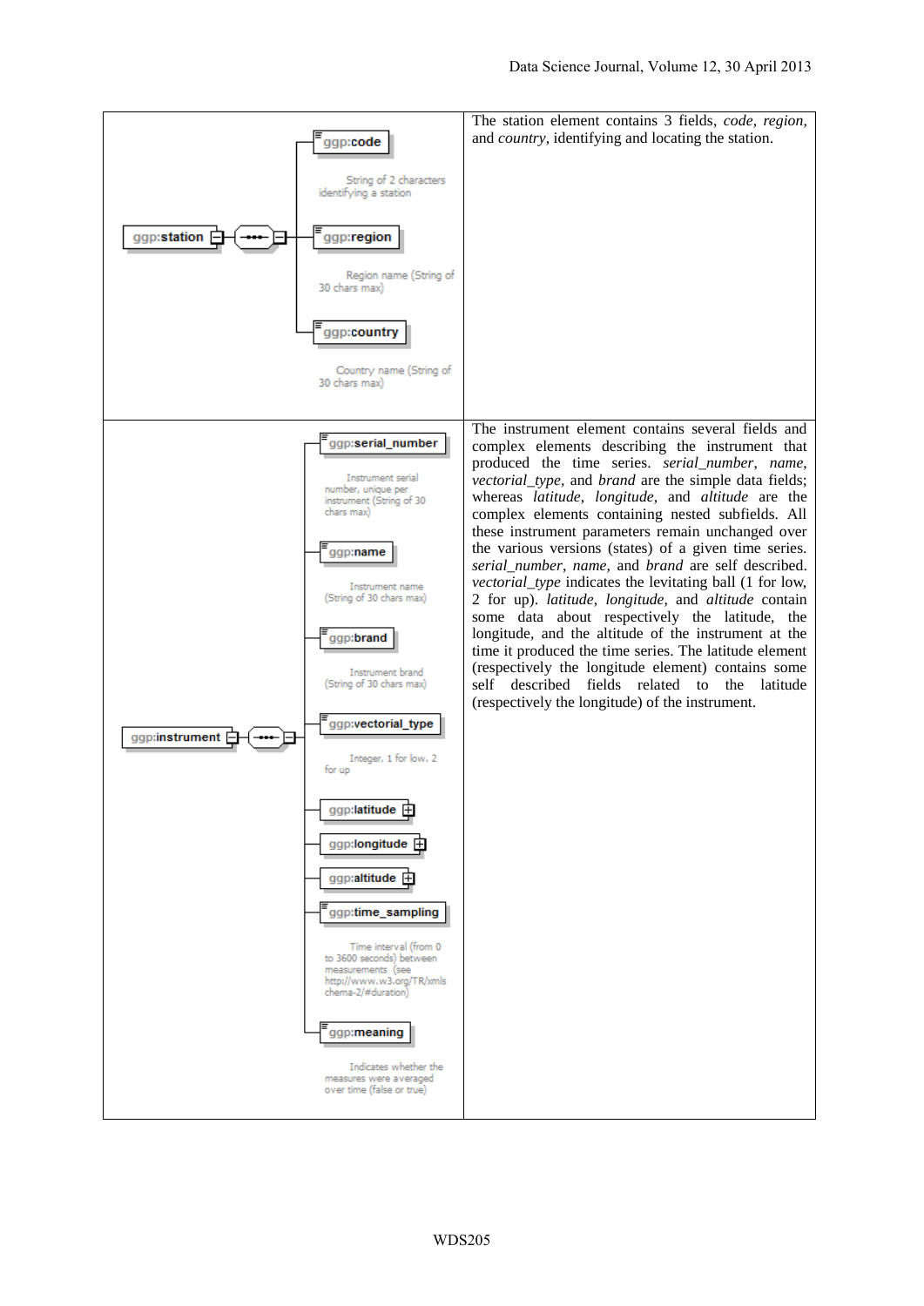| | |
|---|---|
| ggp:station — ggp:code (String of 2 characters identifying a station); ggp:region (Region name (String of 30 chars max)); ggp:country (Country name (String of 30 chars max)) | The station element contains 3 fields, *code*, *region*, and *country*, identifying and locating the station. |
| ggp:instrument — ggp:serial_number (Instrument serial number, unique per instrument (String of 30 chars max)); ggp:name (Instrument name (String of 30 chars max)); ggp:brand (Instrument brand (String of 30 chars max)); ggp:vectorial_type (Integer, 1 for low, 2 for up); ggp:latitude; ggp:longitude; ggp:altitude; ggp:time_sampling (Time interval (from 0 to 3600 seconds) between measurements (see http://www.w3.org/TR/xmlschema-2/#duration)); ggp:meaning (Indicates whether the measures were averaged over time (false or true)) | The instrument element contains several fields and complex elements describing the instrument that produced the time series. *serial_number*, *name*, *vectorial_type*, and *brand* are the simple data fields; whereas *latitude*, *longitude*, and *altitude* are the complex elements containing nested subfields. All these instrument parameters remain unchanged over the various versions (states) of a given time series. *serial_number*, *name*, and *brand* are self described. *vectorial_type* indicates the levitating ball (1 for low, 2 for up). *latitude*, *longitude*, and *altitude* contain some data about respectively the latitude, the longitude, and the altitude of the instrument at the time it produced the time series. The latitude element (respectively the longitude element) contains some self described fields related to the latitude (respectively the longitude) of the instrument. |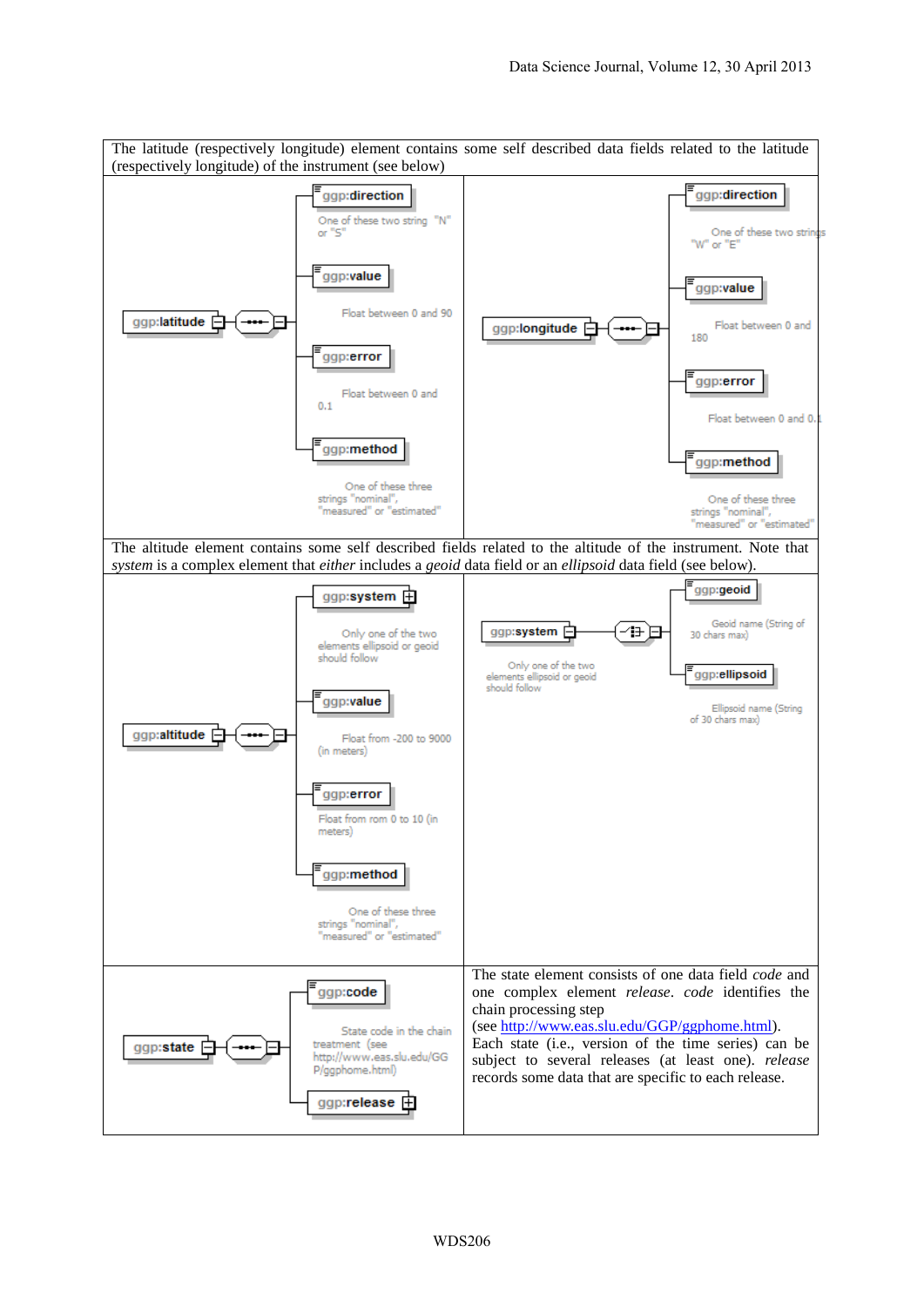The latitude (respectively longitude) element contains some self described data fields related to the latitude (respectively longitude) of the instrument (see below)

| ggp:latitude | ggp:longitude |
| --- | --- |
| ggp:direction — One of these two string "N" or "S"; ggp:value — Float between 0 and 90; ggp:error — Float between 0 and 0.1; ggp:method — One of these three strings "nominal", "measured" or "estimated" | ggp:direction — One of these two strings "W" or "E"; ggp:value — Float between 0 and 180; ggp:error — Float between 0 and 0.1; ggp:method — One of these three strings "nominal", "measured" or "estimated" |

The altitude element contains some self described fields related to the altitude of the instrument. Note that *system* is a complex element that *either* includes a *geoid* data field or an *ellipsoid* data field (see below).

| ggp:altitude | ggp:system |
| --- | --- |
| ggp:system — Only one of the two elements ellipsoid or geoid should follow; ggp:value — Float from -200 to 9000 (in meters); ggp:error — Float from rom 0 to 10 (in meters); ggp:method — One of these three strings "nominal", "measured" or "estimated" | Only one of the two elements ellipsoid or geoid should follow. ggp:geoid — Geoid name (String of 30 chars max); ggp:ellipsoid — Ellipsoid name (String of 30 chars max) |

| ggp:state | |
| --- | --- |
| ggp:code — State code in the chain treatment (see http://www.eas.slu.edu/GGP/ggphome.html); ggp:release | The state element consists of one data field *code* and one complex element *release*. *code* identifies the chain processing step (see http://www.eas.slu.edu/GGP/ggphome.html). Each state (i.e., version of the time series) can be subject to several releases (at least one). *release* records some data that are specific to each release. |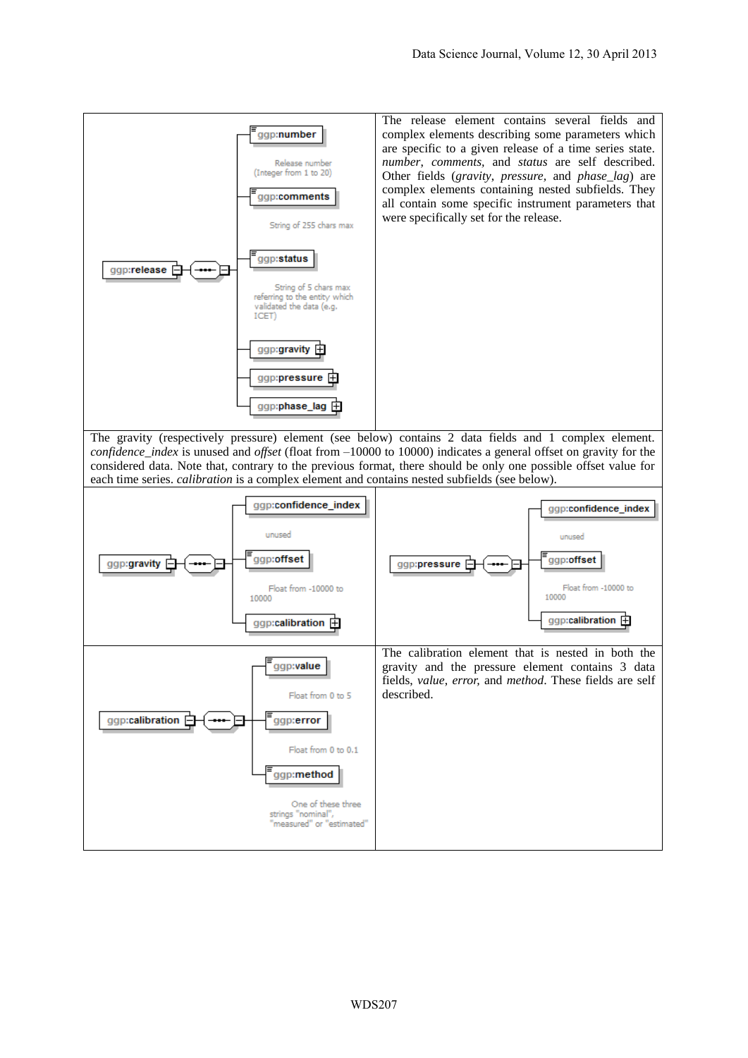| ggp:release → ggp:number (Release number (Integer from 1 to 20)); ggp:comments (String of 255 chars max); ggp:status (String of 5 chars max referring to the entity which validated the data (e.g. ICET)); ggp:gravity; ggp:pressure; ggp:phase_lag | The release element contains several fields and complex elements describing some parameters which are specific to a given release of a time series state. *number*, *comments*, and *status* are self described. Other fields (*gravity*, *pressure*, and *phase_lag*) are complex elements containing nested subfields. They all contain some specific instrument parameters that were specifically set for the release. |
|---|---|

The gravity (respectively pressure) element (see below) contains 2 data fields and 1 complex element. *confidence_index* is unused and *offset* (float from –10000 to 10000) indicates a general offset on gravity for the considered data. Note that, contrary to the previous format, there should be only one possible offset value for each time series. *calibration* is a complex element and contains nested subfields (see below).

| ggp:gravity → ggp:confidence_index (unused); ggp:offset (Float from -10000 to 10000); ggp:calibration | ggp:pressure → ggp:confidence_index (unused); ggp:offset (Float from -10000 to 10000); ggp:calibration |
|---|---|
| ggp:calibration → ggp:value (Float from 0 to 5); ggp:error (Float from 0 to 0.1); ggp:method (One of these three strings "nominal", "measured" or "estimated") | The calibration element that is nested in both the gravity and the pressure element contains 3 data fields, *value*, *error,* and *method*. These fields are self described. |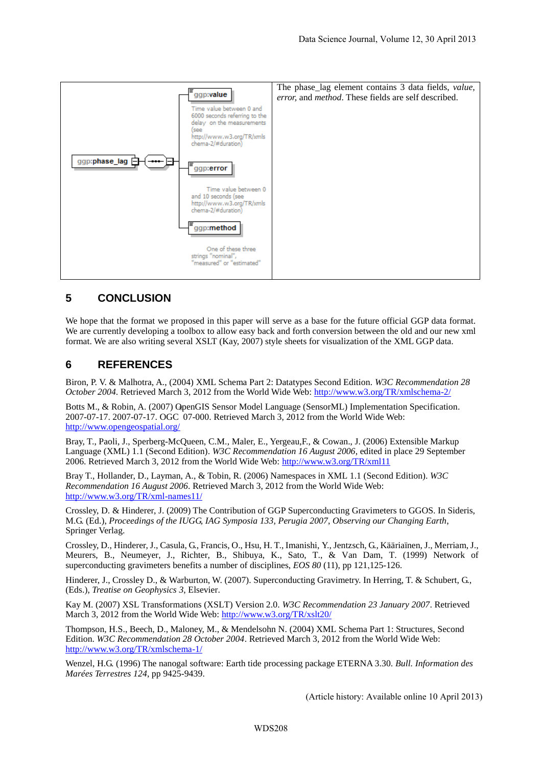| | |
|---|---|
| ggp:phase_lag<br>ggp:value — Time value between 0 and 6000 seconds referring to the delay on the measurements (see http://www.w3.org/TR/xmlschema-2/#duration)<br>ggp:error — Time value between 0 and 10 seconds (see http://www.w3.org/TR/xmlschema-2/#duration)<br>ggp:method — One of these three strings "nominal", "measured" or "estimated" | The phase_lag element contains 3 data fields, *value*, *error*, and *method*. These fields are self described. |

## 5 CONCLUSION

We hope that the format we proposed in this paper will serve as a base for the future official GGP data format. We are currently developing a toolbox to allow easy back and forth conversion between the old and our new xml format. We are also writing several XSLT (Kay, 2007) style sheets for visualization of the XML GGP data.

## 6 REFERENCES

Biron, P. V. & Malhotra, A., (2004) XML Schema Part 2: Datatypes Second Edition. *W3C Recommendation 28 October 2004*. Retrieved March 3, 2012 from the World Wide Web: http://www.w3.org/TR/xmlschema-2/

Botts M., & Robin, A. (2007) OpenGIS Sensor Model Language (SensorML) Implementation Specification. 2007-07-17. 2007-07-17. OGC 07-000. Retrieved March 3, 2012 from the World Wide Web: http://www.opengeospatial.org/

Bray, T., Paoli, J., Sperberg-McQueen, C.M., Maler, E., Yergeau,F., & Cowan., J. (2006) Extensible Markup Language (XML) 1.1 (Second Edition). *W3C Recommendation 16 August 2006*, edited in place 29 September 2006. Retrieved March 3, 2012 from the World Wide Web: http://www.w3.org/TR/xml11

Bray T., Hollander, D., Layman, A., & Tobin, R. (2006) Namespaces in XML 1.1 (Second Edition). *W3C Recommendation 16 August 2006*. Retrieved March 3, 2012 from the World Wide Web: http://www.w3.org/TR/xml-names11/

Crossley, D. & Hinderer, J. (2009) The Contribution of GGP Superconducting Gravimeters to GGOS. In Sideris, M.G. (Ed.), *Proceedings of the IUGG, IAG Symposia 133, Perugia 2007, Observing our Changing Earth*, Springer Verlag.

Crossley, D., Hinderer, J., Casula, G., Francis, O., Hsu, H. T., Imanishi, Y., Jentzsch, G., Kääriaïnen, J., Merriam, J., Meurers, B., Neumeyer, J., Richter, B., Shibuya, K., Sato, T., & Van Dam, T. (1999) Network of superconducting gravimeters benefits a number of disciplines, *EOS 80* (11), pp 121,125-126.

Hinderer, J., Crossley D., & Warburton, W. (2007). Superconducting Gravimetry. In Herring, T. & Schubert, G., (Eds.), *Treatise on Geophysics 3*, Elsevier.

Kay M. (2007) XSL Transformations (XSLT) Version 2.0. *W3C Recommendation 23 January 2007*. Retrieved March 3, 2012 from the World Wide Web: http://www.w3.org/TR/xslt20/

Thompson, H.S., Beech, D., Maloney, M., & Mendelsohn N. (2004) XML Schema Part 1: Structures, Second Edition. *W3C Recommendation 28 October 2004*. Retrieved March 3, 2012 from the World Wide Web: http://www.w3.org/TR/xmlschema-1/

Wenzel, H.G. (1996) The nanogal software: Earth tide processing package ETERNA 3.30. *Bull. Information des Marées Terrestres 124*, pp 9425-9439.

(Article history: Available online 10 April 2013)